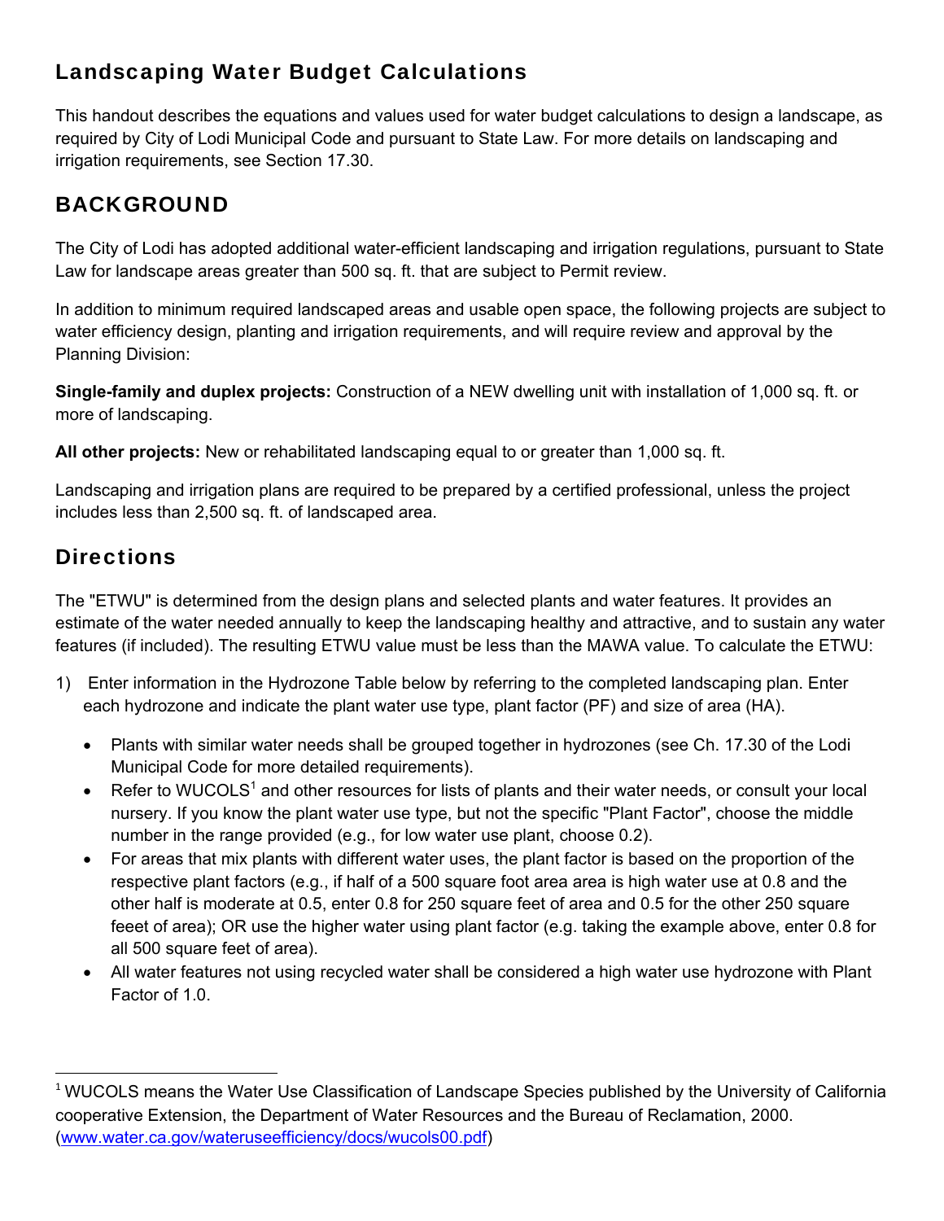# Landscaping Water Budget Calculations

This handout describes the equations and values used for water budget calculations to design a landscape, as required by City of Lodi Municipal Code and pursuant to State Law. For more details on landscaping and irrigation requirements, see Section 17.30.

## BACKGROUND

The City of Lodi has adopted additional water-efficient landscaping and irrigation regulations, pursuant to State Law for landscape areas greater than 500 sq. ft. that are subject to Permit review.

In addition to minimum required landscaped areas and usable open space, the following projects are subject to water efficiency design, planting and irrigation requirements, and will require review and approval by the Planning Division:

**Single-family and duplex projects:** Construction of a NEW dwelling unit with installation of 1,000 sq. ft. or more of landscaping.

**All other projects:** New or rehabilitated landscaping equal to or greater than 1,000 sq. ft.

Landscaping and irrigation plans are required to be prepared by a certified professional, unless the project includes less than 2,500 sq. ft. of landscaped area.

## Directions

The "ETWU" is determined from the design plans and selected plants and water features. It provides an estimate of the water needed annually to keep the landscaping healthy and attractive, and to sustain any water features (if included). The resulting ETWU value must be less than the MAWA value. To calculate the ETWU:

1) Enter information in the Hydrozone Table below by referring to the completed landscaping plan. Enter each hydrozone and indicate the plant water use type, plant factor (PF) and size of area (HA).

   - Plants with similar water needs shall be grouped together in hydrozones (see Ch. 17.30 of the Lodi Municipal Code for more detailed requirements).
   - Refer to WUCOLS[1] and other resources for lists of plants and their water needs, or consult your local nursery. If you know the plant water use type, but not the specific "Plant Factor", choose the middle number in the range provided (e.g., for low water use plant, choose 0.2).
   - For areas that mix plants with different water uses, the plant factor is based on the proportion of the respective plant factors (e.g., if half of a 500 square foot area area is high water use at 0.8 and the other half is moderate at 0.5, enter 0.8 for 250 square feet of area and 0.5 for the other 250 square feeet of area); OR use the higher water using plant factor (e.g. taking the example above, enter 0.8 for all 500 square feet of area).
   - All water features not using recycled water shall be considered a high water use hydrozone with Plant Factor of 1.0.

[1] WUCOLS means the Water Use Classification of Landscape Species published by the University of California cooperative Extension, the Department of Water Resources and the Bureau of Reclamation, 2000. (www.water.ca.gov/wateruseefficiency/docs/wucols00.pdf)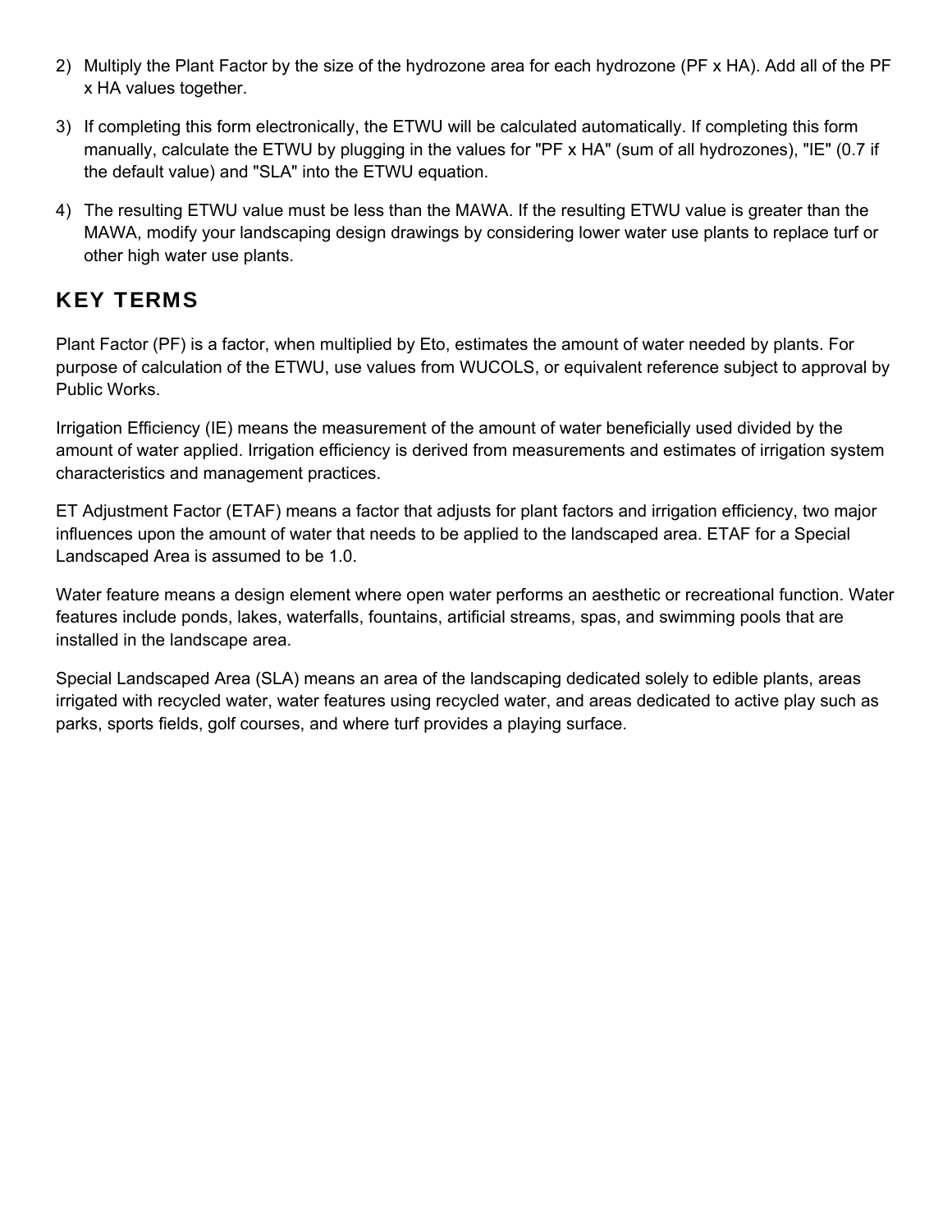2) Multiply the Plant Factor by the size of the hydrozone area for each hydrozone (PF x HA). Add all of the PF x HA values together.

3) If completing this form electronically, the ETWU will be calculated automatically. If completing this form manually, calculate the ETWU by plugging in the values for "PF x HA" (sum of all hydrozones), "IE" (0.7 if the default value) and "SLA" into the ETWU equation.

4) The resulting ETWU value must be less than the MAWA. If the resulting ETWU value is greater than the MAWA, modify your landscaping design drawings by considering lower water use plants to replace turf or other high water use plants.

## KEY TERMS

Plant Factor (PF) is a factor, when multiplied by Eto, estimates the amount of water needed by plants. For purpose of calculation of the ETWU, use values from WUCOLS, or equivalent reference subject to approval by Public Works.

Irrigation Efficiency (IE) means the measurement of the amount of water beneficially used divided by the amount of water applied. Irrigation efficiency is derived from measurements and estimates of irrigation system characteristics and management practices.

ET Adjustment Factor (ETAF) means a factor that adjusts for plant factors and irrigation efficiency, two major influences upon the amount of water that needs to be applied to the landscaped area. ETAF for a Special Landscaped Area is assumed to be 1.0.

Water feature means a design element where open water performs an aesthetic or recreational function. Water features include ponds, lakes, waterfalls, fountains, artificial streams, spas, and swimming pools that are installed in the landscape area.

Special Landscaped Area (SLA) means an area of the landscaping dedicated solely to edible plants, areas irrigated with recycled water, water features using recycled water, and areas dedicated to active play such as parks, sports fields, golf courses, and where turf provides a playing surface.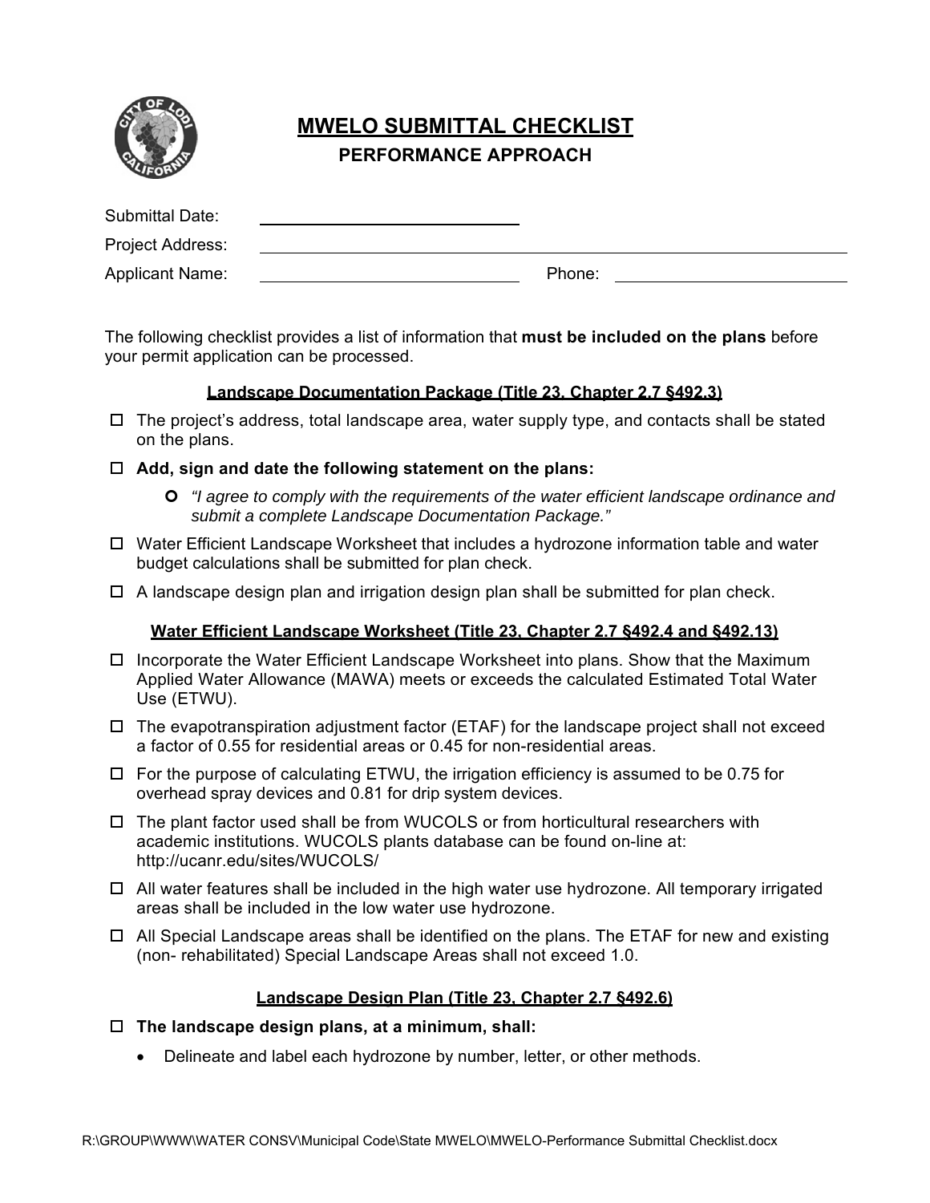# MWELO SUBMITTAL CHECKLIST

## PERFORMANCE APPROACH

Submittal Date: ____________________

Project Address: ____________________

Applicant Name: ____________________ Phone: ____________________

The following checklist provides a list of information that **must be included on the plans** before your permit application can be processed.

### Landscape Documentation Package (Title 23, Chapter 2.7 §492.3)

- ☐ The project's address, total landscape area, water supply type, and contacts shall be stated on the plans.
- ☐ **Add, sign and date the following statement on the plans:**
  - *"I agree to comply with the requirements of the water efficient landscape ordinance and submit a complete Landscape Documentation Package."*
- ☐ Water Efficient Landscape Worksheet that includes a hydrozone information table and water budget calculations shall be submitted for plan check.
- ☐ A landscape design plan and irrigation design plan shall be submitted for plan check.

### Water Efficient Landscape Worksheet (Title 23, Chapter 2.7 §492.4 and §492.13)

- ☐ Incorporate the Water Efficient Landscape Worksheet into plans. Show that the Maximum Applied Water Allowance (MAWA) meets or exceeds the calculated Estimated Total Water Use (ETWU).
- ☐ The evapotranspiration adjustment factor (ETAF) for the landscape project shall not exceed a factor of 0.55 for residential areas or 0.45 for non-residential areas.
- ☐ For the purpose of calculating ETWU, the irrigation efficiency is assumed to be 0.75 for overhead spray devices and 0.81 for drip system devices.
- ☐ The plant factor used shall be from WUCOLS or from horticultural researchers with academic institutions. WUCOLS plants database can be found on-line at: http://ucanr.edu/sites/WUCOLS/
- ☐ All water features shall be included in the high water use hydrozone. All temporary irrigated areas shall be included in the low water use hydrozone.
- ☐ All Special Landscape areas shall be identified on the plans. The ETAF for new and existing (non- rehabilitated) Special Landscape Areas shall not exceed 1.0.

### Landscape Design Plan (Title 23, Chapter 2.7 §492.6)

- ☐ **The landscape design plans, at a minimum, shall:**
  - Delineate and label each hydrozone by number, letter, or other methods.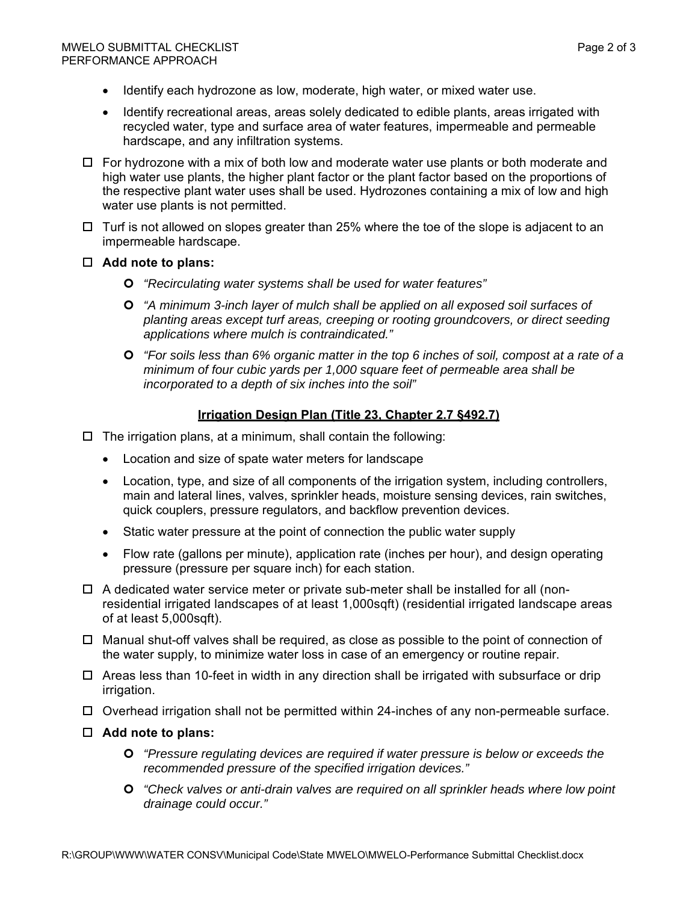- Identify each hydrozone as low, moderate, high water, or mixed water use.
- Identify recreational areas, areas solely dedicated to edible plants, areas irrigated with recycled water, type and surface area of water features, impermeable and permeable hardscape, and any infiltration systems.

☐ For hydrozone with a mix of both low and moderate water use plants or both moderate and high water use plants, the higher plant factor or the plant factor based on the proportions of the respective plant water uses shall be used. Hydrozones containing a mix of low and high water use plants is not permitted.

☐ Turf is not allowed on slopes greater than 25% where the toe of the slope is adjacent to an impermeable hardscape.

☐ **Add note to plans:**

- *"Recirculating water systems shall be used for water features"*
- *"A minimum 3-inch layer of mulch shall be applied on all exposed soil surfaces of planting areas except turf areas, creeping or rooting groundcovers, or direct seeding applications where mulch is contraindicated."*
- *"For soils less than 6% organic matter in the top 6 inches of soil, compost at a rate of a minimum of four cubic yards per 1,000 square feet of permeable area shall be incorporated to a depth of six inches into the soil"*

## <u>Irrigation Design Plan (Title 23, Chapter 2.7 §492.7)</u>

☐ The irrigation plans, at a minimum, shall contain the following:

- Location and size of spate water meters for landscape
- Location, type, and size of all components of the irrigation system, including controllers, main and lateral lines, valves, sprinkler heads, moisture sensing devices, rain switches, quick couplers, pressure regulators, and backflow prevention devices.
- Static water pressure at the point of connection the public water supply
- Flow rate (gallons per minute), application rate (inches per hour), and design operating pressure (pressure per square inch) for each station.

☐ A dedicated water service meter or private sub-meter shall be installed for all (non-residential irrigated landscapes of at least 1,000sqft) (residential irrigated landscape areas of at least 5,000sqft).

☐ Manual shut-off valves shall be required, as close as possible to the point of connection of the water supply, to minimize water loss in case of an emergency or routine repair.

☐ Areas less than 10-feet in width in any direction shall be irrigated with subsurface or drip irrigation.

☐ Overhead irrigation shall not be permitted within 24-inches of any non-permeable surface.

☐ **Add note to plans:**

- *"Pressure regulating devices are required if water pressure is below or exceeds the recommended pressure of the specified irrigation devices."*
- *"Check valves or anti-drain valves are required on all sprinkler heads where low point drainage could occur."*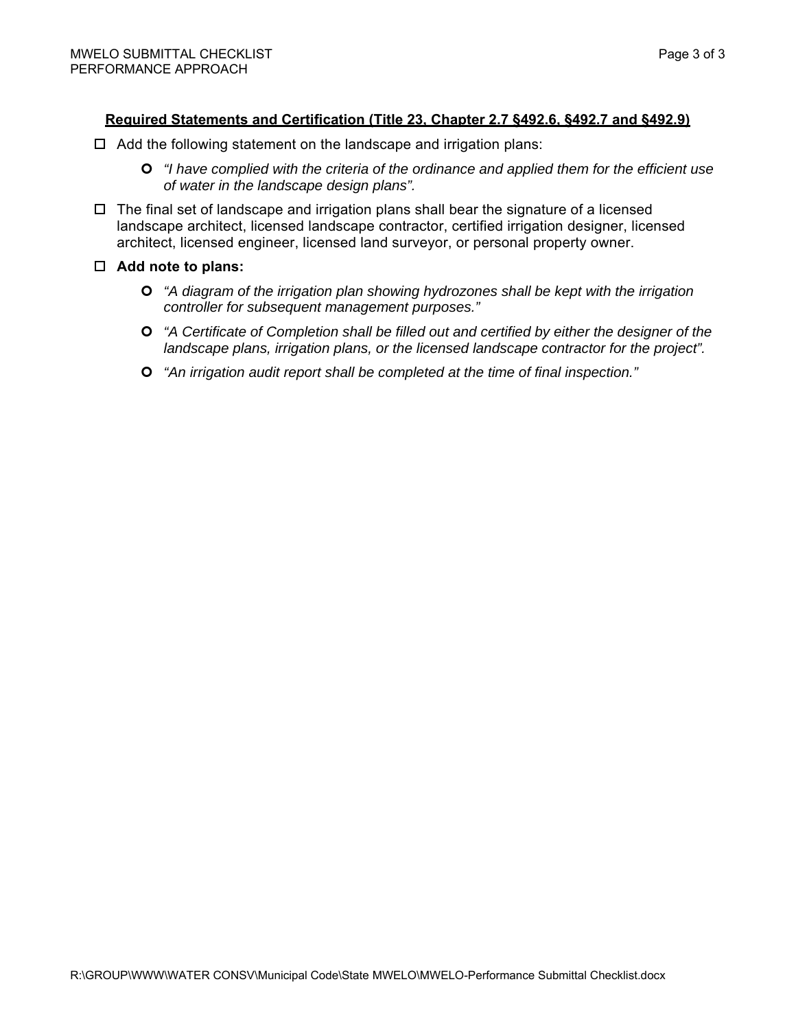**Required Statements and Certification (Title 23, Chapter 2.7 §492.6, §492.7 and §492.9)**

- ☐ Add the following statement on the landscape and irrigation plans:
  - *"I have complied with the criteria of the ordinance and applied them for the efficient use of water in the landscape design plans".*
- ☐ The final set of landscape and irrigation plans shall bear the signature of a licensed landscape architect, licensed landscape contractor, certified irrigation designer, licensed architect, licensed engineer, licensed land surveyor, or personal property owner.
- ☐ **Add note to plans:**
  - *"A diagram of the irrigation plan showing hydrozones shall be kept with the irrigation controller for subsequent management purposes."*
  - *"A Certificate of Completion shall be filled out and certified by either the designer of the landscape plans, irrigation plans, or the licensed landscape contractor for the project".*
  - *"An irrigation audit report shall be completed at the time of final inspection."*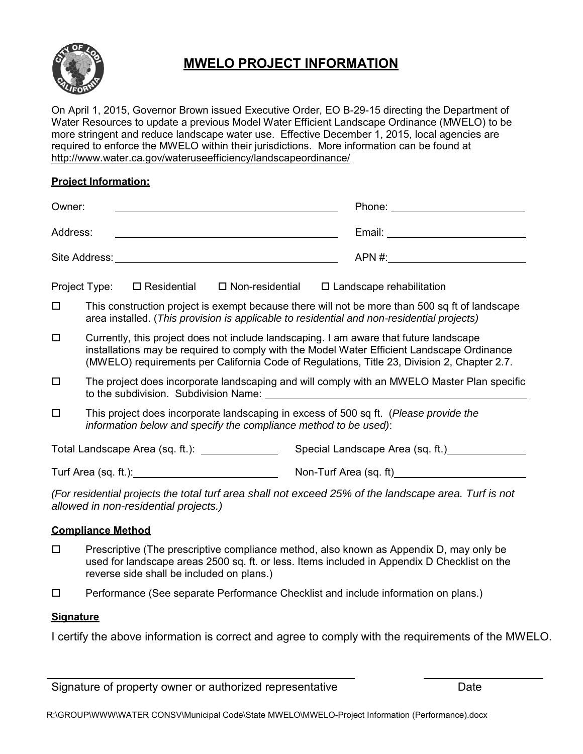# MWELO PROJECT INFORMATION

On April 1, 2015, Governor Brown issued Executive Order, EO B-29-15 directing the Department of Water Resources to update a previous Model Water Efficient Landscape Ordinance (MWELO) to be more stringent and reduce landscape water use. Effective December 1, 2015, local agencies are required to enforce the MWELO within their jurisdictions. More information can be found at http://www.water.ca.gov/wateruseefficiency/landscapeordinance/

**Project Information:**

Owner: ______________________________ Phone: ____________________

Address: ______________________________ Email: ____________________

Site Address: ______________________________ APN #: ____________________

Project Type: ☐ Residential ☐ Non-residential ☐ Landscape rehabilitation

☐ This construction project is exempt because there will not be more than 500 sq ft of landscape area installed. (*This provision is applicable to residential and non-residential projects)*

☐ Currently, this project does not include landscaping. I am aware that future landscape installations may be required to comply with the Model Water Efficient Landscape Ordinance (MWELO) requirements per California Code of Regulations, Title 23, Division 2, Chapter 2.7.

☐ The project does incorporate landscaping and will comply with an MWELO Master Plan specific to the subdivision. Subdivision Name: ______________________________

☐ This project does incorporate landscaping in excess of 500 sq ft. (*Please provide the information below and specify the compliance method to be used)*:

Total Landscape Area (sq. ft.): ____________ Special Landscape Area (sq. ft.) ____________

Turf Area (sq. ft.): ____________________ Non-Turf Area (sq. ft) ____________________

*(For residential projects the total turf area shall not exceed 25% of the landscape area. Turf is not allowed in non-residential projects.)*

**Compliance Method**

☐ Prescriptive (The prescriptive compliance method, also known as Appendix D, may only be used for landscape areas 2500 sq. ft. or less. Items included in Appendix D Checklist on the reverse side shall be included on plans.)

☐ Performance (See separate Performance Checklist and include information on plans.)

**Signature**

I certify the above information is correct and agree to comply with the requirements of the MWELO.

______________________________________________ ____________________

Signature of property owner or authorized representative Date

R:\GROUP\WWW\WATER CONSV\Municipal Code\State MWELO\MWELO-Project Information (Performance).docx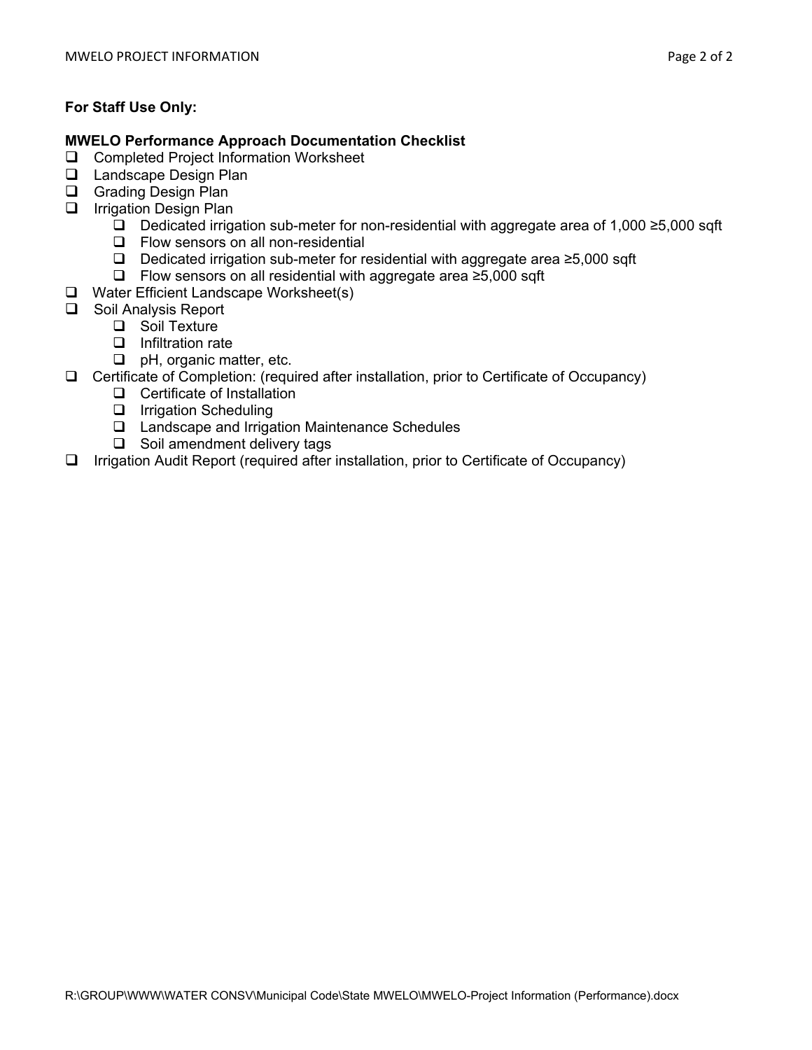**For Staff Use Only:**

**MWELO Performance Approach Documentation Checklist**

- ❑ Completed Project Information Worksheet
- ❑ Landscape Design Plan
- ❑ Grading Design Plan
- ❑ Irrigation Design Plan
  - ❑ Dedicated irrigation sub-meter for non-residential with aggregate area of 1,000 ≥5,000 sqft
  - ❑ Flow sensors on all non-residential
  - ❑ Dedicated irrigation sub-meter for residential with aggregate area ≥5,000 sqft
  - ❑ Flow sensors on all residential with aggregate area ≥5,000 sqft
- ❑ Water Efficient Landscape Worksheet(s)
- ❑ Soil Analysis Report
  - ❑ Soil Texture
  - ❑ Infiltration rate
  - ❑ pH, organic matter, etc.
- ❑ Certificate of Completion: (required after installation, prior to Certificate of Occupancy)
  - ❑ Certificate of Installation
  - ❑ Irrigation Scheduling
  - ❑ Landscape and Irrigation Maintenance Schedules
  - ❑ Soil amendment delivery tags
- ❑ Irrigation Audit Report (required after installation, prior to Certificate of Occupancy)

R:\GROUP\WWW\WATER CONSV\Municipal Code\State MWELO\MWELO-Project Information (Performance).docx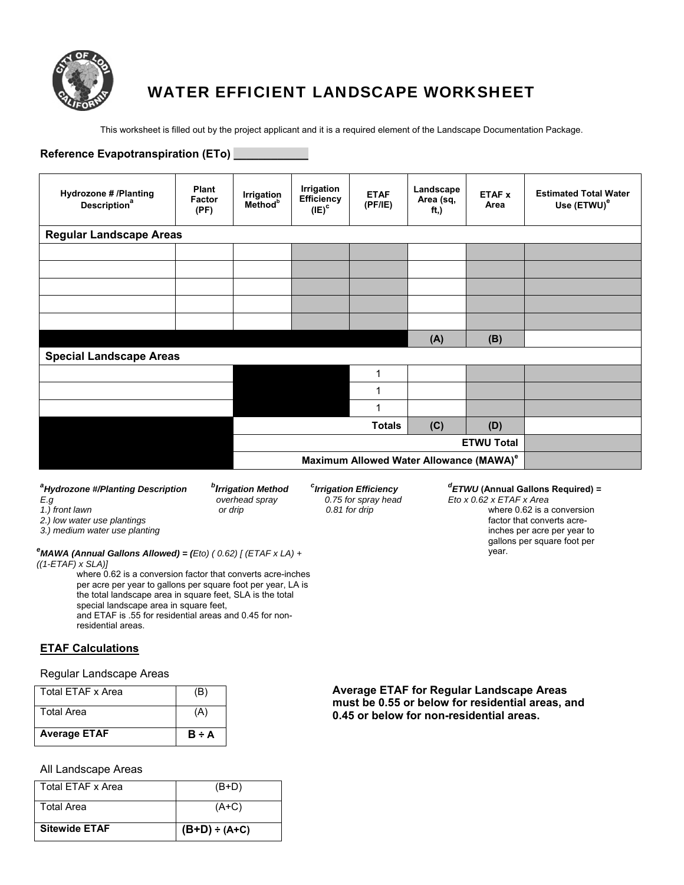# WATER EFFICIENT LANDSCAPE WORKSHEET

This worksheet is filled out by the project applicant and it is a required element of the Landscape Documentation Package.

**Reference Evapotranspiration (ETo)** ____________

| Hydrozone # /Planting Description[a] | Plant Factor (PF) | Irrigation Method[b] | Irrigation Efficiency (IE)[c] | ETAF (PF/IE) | Landscape Area (sq, ft,) | ETAF x Area | Estimated Total Water Use (ETWU)[e] |
|---|---|---|---|---|---|---|---|
| **Regular Landscape Areas** | | | | | | | |
| | | | | | | | |
| | | | | | | | |
| | | | | | | | |
| | | | | | | | |
| | | | | | | | |
| | | | | | (A) | (B) | |
| **Special Landscape Areas** | | | | | | | |
| | | | | 1 | | | |
| | | | | 1 | | | |
| | | | | 1 | | | |
| | | | | **Totals** | (C) | (D) | |
| | | | | | | **ETWU Total** | |
| | | | | | | **Maximum Allowed Water Allowance (MAWA)[e]** | |

***[a]Hydrozone #/Planting Description***
*E.g*
*1.) front lawn*
*2.) low water use plantings*
*3.) medium water use planting*

***[b]Irrigation Method***
*overhead spray*
*or drip*

***[c]Irrigation Efficiency***
*0.75 for spray head*
*0.81 for drip*

***[d]ETWU* (Annual Gallons Required) =**
*Eto x 0.62 x ETAF x Area*
where 0.62 is a conversion factor that converts acre-inches per acre per year to gallons per square foot per year.

***[e]MAWA (Annual Gallons Allowed) = (****Eto) ( 0.62) [ (ETAF x LA) + ((1-ETAF) x SLA)]*
where 0.62 is a conversion factor that converts acre-inches per acre per year to gallons per square foot per year, LA is the total landscape area in square feet, SLA is the total special landscape area in square feet, and ETAF is .55 for residential areas and 0.45 for non-residential areas.

## ETAF Calculations

Regular Landscape Areas

| Total ETAF x Area | (B) |
|---|---|
| Total Area | (A) |
| **Average ETAF** | **B ÷ A** |

**Average ETAF for Regular Landscape Areas must be 0.55 or below for residential areas, and 0.45 or below for non-residential areas.**

All Landscape Areas

| Total ETAF x Area | (B+D) |
|---|---|
| Total Area | (A+C) |
| **Sitewide ETAF** | **(B+D) ÷ (A+C)** |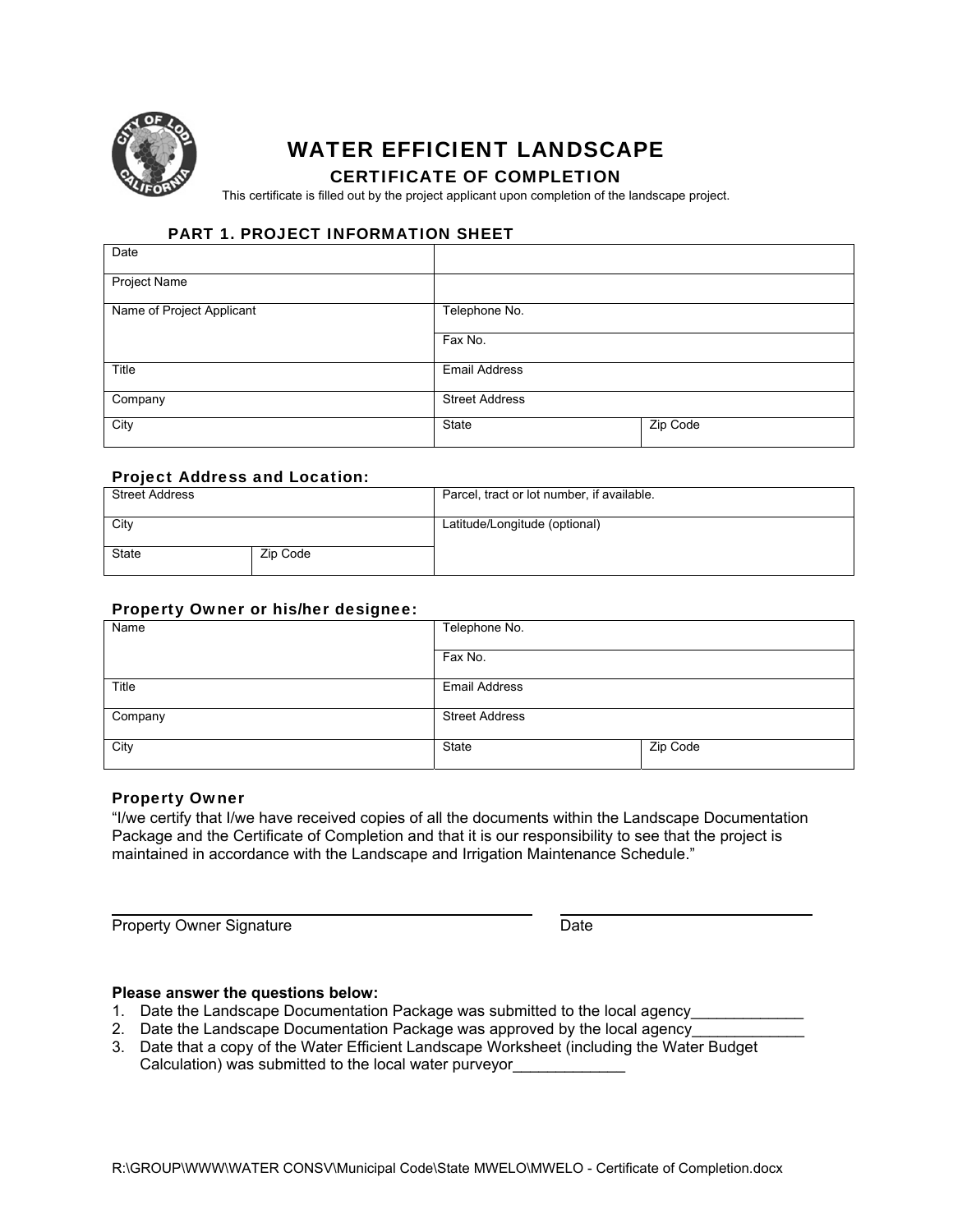# WATER EFFICIENT LANDSCAPE

## CERTIFICATE OF COMPLETION

This certificate is filled out by the project applicant upon completion of the landscape project.

### PART 1. PROJECT INFORMATION SHEET

| | | |
|---|---|---|
| Date | | |
| Project Name | | |
| Name of Project Applicant | Telephone No. | |
| | Fax No. | |
| Title | Email Address | |
| Company | Street Address | |
| City | State | Zip Code |

### Project Address and Location:

| | | |
|---|---|---|
| Street Address | | Parcel, tract or lot number, if available. |
| City | | Latitude/Longitude (optional) |
| State | Zip Code | |

### Property Owner or his/her designee:

| | | |
|---|---|---|
| Name | Telephone No. | |
| | Fax No. | |
| Title | Email Address | |
| Company | Street Address | |
| City | State | Zip Code |

### Property Owner

"I/we certify that I/we have received copies of all the documents within the Landscape Documentation Package and the Certificate of Completion and that it is our responsibility to see that the project is maintained in accordance with the Landscape and Irrigation Maintenance Schedule."

______________________________ ______________________________

Property Owner Signature Date

**Please answer the questions below:**

1. Date the Landscape Documentation Package was submitted to the local agency_____________
2. Date the Landscape Documentation Package was approved by the local agency_____________
3. Date that a copy of the Water Efficient Landscape Worksheet (including the Water Budget Calculation) was submitted to the local water purveyor_____________

R:\GROUP\WWW\WATER CONSV\Municipal Code\State MWELO\MWELO - Certificate of Completion.docx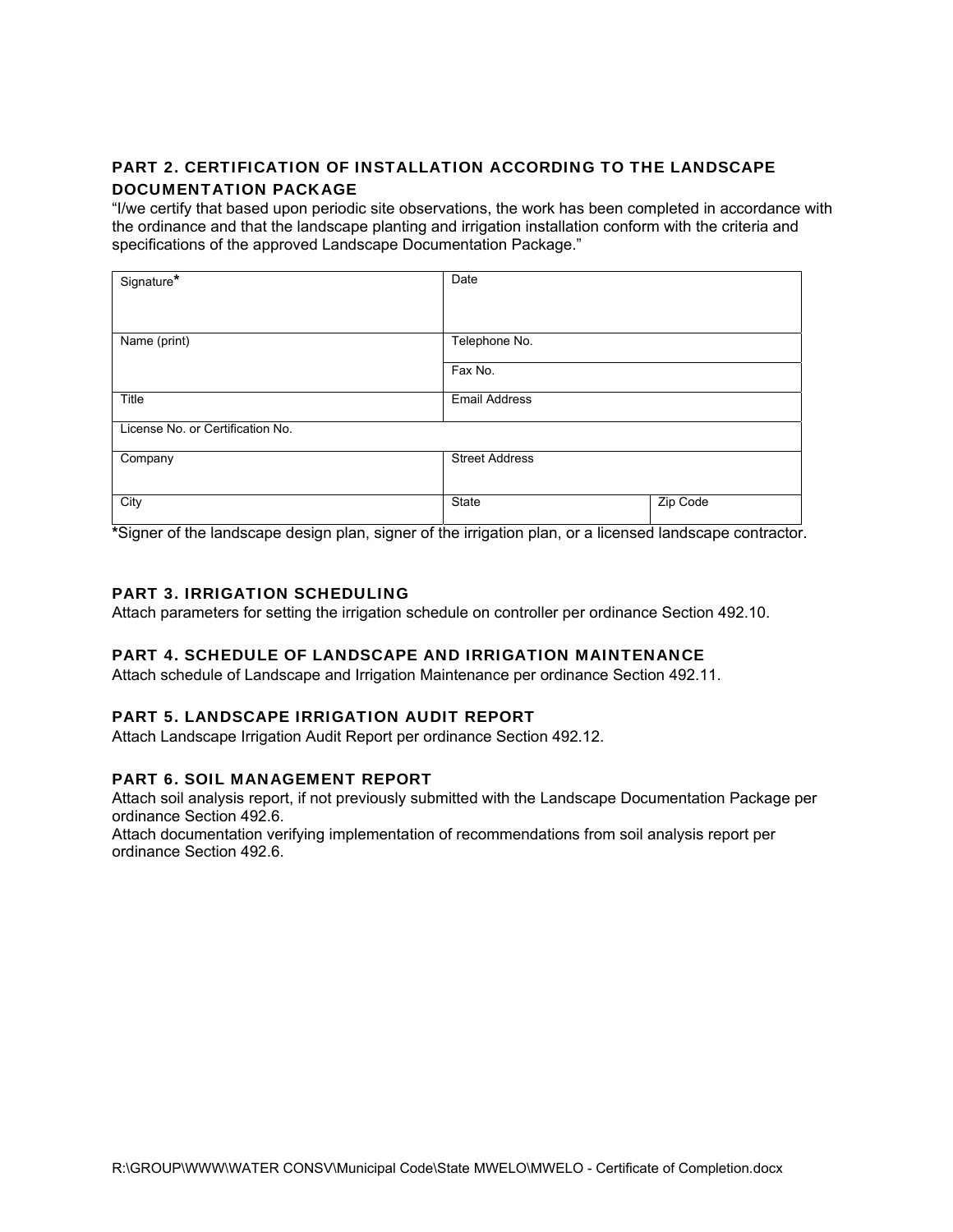## PART 2. CERTIFICATION OF INSTALLATION ACCORDING TO THE LANDSCAPE DOCUMENTATION PACKAGE

"I/we certify that based upon periodic site observations, the work has been completed in accordance with the ordinance and that the landscape planting and irrigation installation conform with the criteria and specifications of the approved Landscape Documentation Package."

| | | |
|---|---|---|
| Signature* | Date | |
| Name (print) | Telephone No. | |
| | Fax No. | |
| Title | Email Address | |
| License No. or Certification No. | | |
| Company | Street Address | |
| City | State | Zip Code |

*Signer of the landscape design plan, signer of the irrigation plan, or a licensed landscape contractor.

## PART 3. IRRIGATION SCHEDULING

Attach parameters for setting the irrigation schedule on controller per ordinance Section 492.10.

## PART 4. SCHEDULE OF LANDSCAPE AND IRRIGATION MAINTENANCE

Attach schedule of Landscape and Irrigation Maintenance per ordinance Section 492.11.

## PART 5. LANDSCAPE IRRIGATION AUDIT REPORT

Attach Landscape Irrigation Audit Report per ordinance Section 492.12.

## PART 6. SOIL MANAGEMENT REPORT

Attach soil analysis report, if not previously submitted with the Landscape Documentation Package per ordinance Section 492.6.

Attach documentation verifying implementation of recommendations from soil analysis report per ordinance Section 492.6.

R:\GROUP\WWW\WATER CONSV\Municipal Code\State MWELO\MWELO - Certificate of Completion.docx